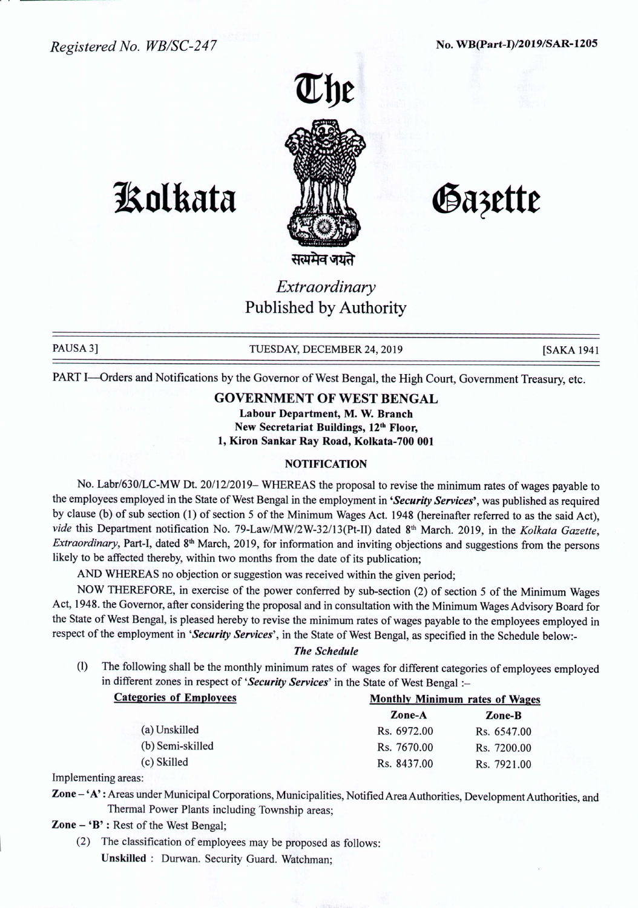Registered No. WB/SC-247

No. WB(Part-I)/2019/SAR-1205

# The Kolkata Gazette

सत्यमेव जयते

*Extraordinary*

Published by Authority

PAUSA 3] TUESDAY, DECEMBER 24, 2019 [SAKA 1941

PART I—Orders and Notifications by the Governor of West Bengal, the High Court, Government Treasury, etc.

## GOVERNMENT OF WEST BENGAL

**Labour Department, M. W. Branch**
**New Secretariat Buildings, 12th Floor,**
**1, Kiron Sankar Ray Road, Kolkata-700 001**

### NOTIFICATION

No. Labr/630/LC-MW Dt. 20/12/2019– WHEREAS the proposal to revise the minimum rates of wages payable to the employees employed in the State of West Bengal in the employment in ***'Security Services'***, was published as required by clause (b) of sub section (1) of section 5 of the Minimum Wages Act. 1948 (hereinafter referred to as the said Act), *vide* this Department notification No. 79-Law/MW/2W-32/13(Pt-II) dated 8th March. 2019, in the *Kolkata Gazette, Extraordinary*, Part-I, dated 8th March, 2019, for information and inviting objections and suggestions from the persons likely to be affected thereby, within two months from the date of its publication;

AND WHEREAS no objection or suggestion was received within the given period;

NOW THEREFORE, in exercise of the power conferred by sub-section (2) of section 5 of the Minimum Wages Act, 1948. the Governor, after considering the proposal and in consultation with the Minimum Wages Advisory Board for the State of West Bengal, is pleased hereby to revise the minimum rates of wages payable to the employees employed in respect of the employment in ***'Security Services'***, in the State of West Bengal, as specified in the Schedule below:-

***The Schedule***

(I) The following shall be the monthly minimum rates of wages for different categories of employees employed in different zones in respect of ***'Security Services'*** in the State of West Bengal :–

| Categories of Employees | Monthly Minimum rates of Wages | |
|---|---|---|
| | Zone-A | Zone-B |
| (a) Unskilled | Rs. 6972.00 | Rs. 6547.00 |
| (b) Semi-skilled | Rs. 7670.00 | Rs. 7200.00 |
| (c) Skilled | Rs. 8437.00 | Rs. 7921.00 |

Implementing areas:

**Zone – 'A' :** Areas under Municipal Corporations, Municipalities, Notified Area Authorities, Development Authorities, and Thermal Power Plants including Township areas;

**Zone – 'B' :** Rest of the West Bengal;

(2) The classification of employees may be proposed as follows:

**Unskilled** : Durwan. Security Guard. Watchman;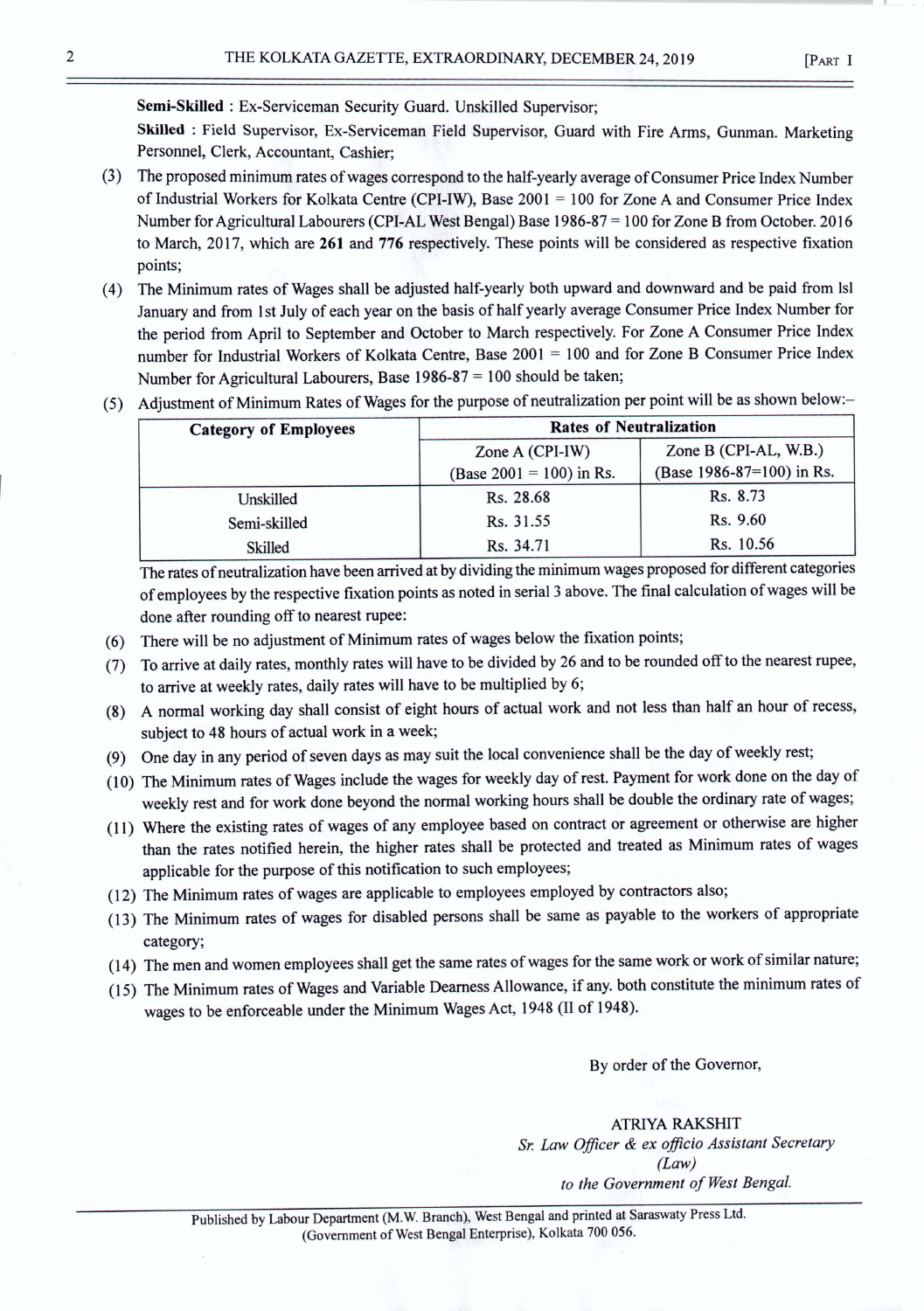**Semi-Skilled** : Ex-Serviceman Security Guard. Unskilled Supervisor;

**Skilled** : Field Supervisor, Ex-Serviceman Field Supervisor, Guard with Fire Arms, Gunman. Marketing Personnel, Clerk, Accountant, Cashier;

(3) The proposed minimum rates of wages correspond to the half-yearly average of Consumer Price Index Number of Industrial Workers for Kolkata Centre (CPI-IW), Base 2001 = 100 for Zone A and Consumer Price Index Number for Agricultural Labourers (CPI-AL West Bengal) Base 1986-87 = 100 for Zone B from October. 2016 to March, 2017, which are **261** and **776** respectively. These points will be considered as respective fixation points;

(4) The Minimum rates of Wages shall be adjusted half-yearly both upward and downward and be paid from lsl January and from 1st July of each year on the basis of half yearly average Consumer Price Index Number for the period from April to September and October to March respectively. For Zone A Consumer Price Index number for Industrial Workers of Kolkata Centre, Base 2001 = 100 and for Zone B Consumer Price Index Number for Agricultural Labourers, Base 1986-87 = 100 should be taken;

(5) Adjustment of Minimum Rates of Wages for the purpose of neutralization per point will be as shown below:–

| **Category of Employees** | **Rates of Neutralization** | |
|---|---|---|
| | Zone A (CPI-IW) (Base 2001 = 100) in Rs. | Zone B (CPI-AL, W.B.) (Base 1986-87=100) in Rs. |
| Unskilled | Rs. 28.68 | Rs. 8.73 |
| Semi-skilled | Rs. 31.55 | Rs. 9.60 |
| Skilled | Rs. 34.71 | Rs. 10.56 |

The rates of neutralization have been arrived at by dividing the minimum wages proposed for different categories of employees by the respective fixation points as noted in serial 3 above. The final calculation of wages will be done after rounding off to nearest rupee:

(6) There will be no adjustment of Minimum rates of wages below the fixation points;

(7) To arrive at daily rates, monthly rates will have to be divided by 26 and to be rounded off to the nearest rupee, to arrive at weekly rates, daily rates will have to be multiplied by 6;

(8) A normal working day shall consist of eight hours of actual work and not less than half an hour of recess, subject to 48 hours of actual work in a week;

(9) One day in any period of seven days as may suit the local convenience shall be the day of weekly rest;

(10) The Minimum rates of Wages include the wages for weekly day of rest. Payment for work done on the day of weekly rest and for work done beyond the normal working hours shall be double the ordinary rate of wages;

(11) Where the existing rates of wages of any employee based on contract or agreement or otherwise are higher than the rates notified herein, the higher rates shall be protected and treated as Minimum rates of wages applicable for the purpose of this notification to such employees;

(12) The Minimum rates of wages are applicable to employees employed by contractors also;

(13) The Minimum rates of wages for disabled persons shall be same as payable to the workers of appropriate category;

(14) The men and women employees shall get the same rates of wages for the same work or work of similar nature;

(15) The Minimum rates of Wages and Variable Dearness Allowance, if any. both constitute the minimum rates of wages to be enforceable under the Minimum Wages Act, 1948 (II of 1948).

By order of the Governor,

ATRIYA RAKSHIT
*Sr. Law Officer & ex officio Assistant Secretary (Law) to the Government of West Bengal.*

Published by Labour Department (M.W. Branch), West Bengal and printed at Saraswaty Press Ltd. (Government of West Bengal Enterprise), Kolkata 700 056.